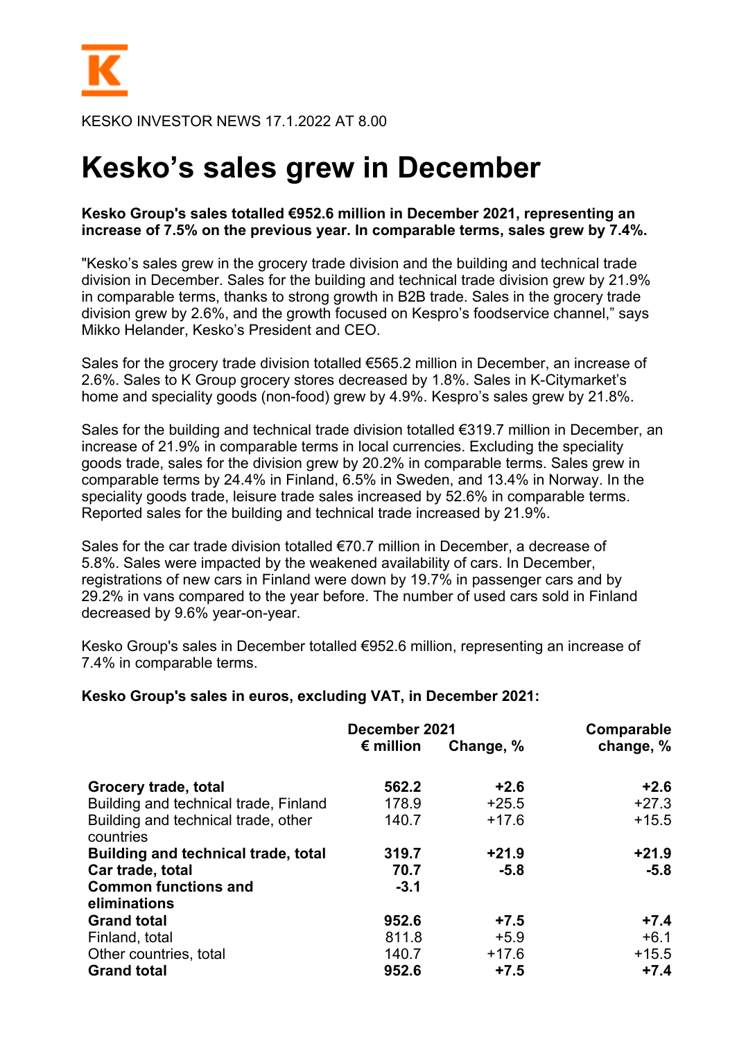KESKO INVESTOR NEWS 17.1.2022 AT 8.00

# Kesko's sales grew in December

**Kesko Group's sales totalled €952.6 million in December 2021, representing an increase of 7.5% on the previous year. In comparable terms, sales grew by 7.4%.**

"Kesko's sales grew in the grocery trade division and the building and technical trade division in December. Sales for the building and technical trade division grew by 21.9% in comparable terms, thanks to strong growth in B2B trade. Sales in the grocery trade division grew by 2.6%, and the growth focused on Kespro's foodservice channel," says Mikko Helander, Kesko's President and CEO.

Sales for the grocery trade division totalled €565.2 million in December, an increase of 2.6%. Sales to K Group grocery stores decreased by 1.8%. Sales in K-Citymarket's home and speciality goods (non-food) grew by 4.9%. Kespro's sales grew by 21.8%.

Sales for the building and technical trade division totalled €319.7 million in December, an increase of 21.9% in comparable terms in local currencies. Excluding the speciality goods trade, sales for the division grew by 20.2% in comparable terms. Sales grew in comparable terms by 24.4% in Finland, 6.5% in Sweden, and 13.4% in Norway. In the speciality goods trade, leisure trade sales increased by 52.6% in comparable terms. Reported sales for the building and technical trade increased by 21.9%.

Sales for the car trade division totalled €70.7 million in December, a decrease of 5.8%. Sales were impacted by the weakened availability of cars. In December, registrations of new cars in Finland were down by 19.7% in passenger cars and by 29.2% in vans compared to the year before. The number of used cars sold in Finland decreased by 9.6% year-on-year.

Kesko Group's sales in December totalled €952.6 million, representing an increase of 7.4% in comparable terms.

**Kesko Group's sales in euros, excluding VAT, in December 2021:**

| | December 2021 | | Comparable change, % |
|---|---|---|---|
| | € million | Change, % | |
| **Grocery trade, total** | **562.2** | **+2.6** | **+2.6** |
| Building and technical trade, Finland | 178.9 | +25.5 | +27.3 |
| Building and technical trade, other countries | 140.7 | +17.6 | +15.5 |
| **Building and technical trade, total** | **319.7** | **+21.9** | **+21.9** |
| **Car trade, total** | **70.7** | **-5.8** | **-5.8** |
| **Common functions and eliminations** | **-3.1** | | |
| **Grand total** | **952.6** | **+7.5** | **+7.4** |
| Finland, total | 811.8 | +5.9 | +6.1 |
| Other countries, total | 140.7 | +17.6 | +15.5 |
| **Grand total** | **952.6** | **+7.5** | **+7.4** |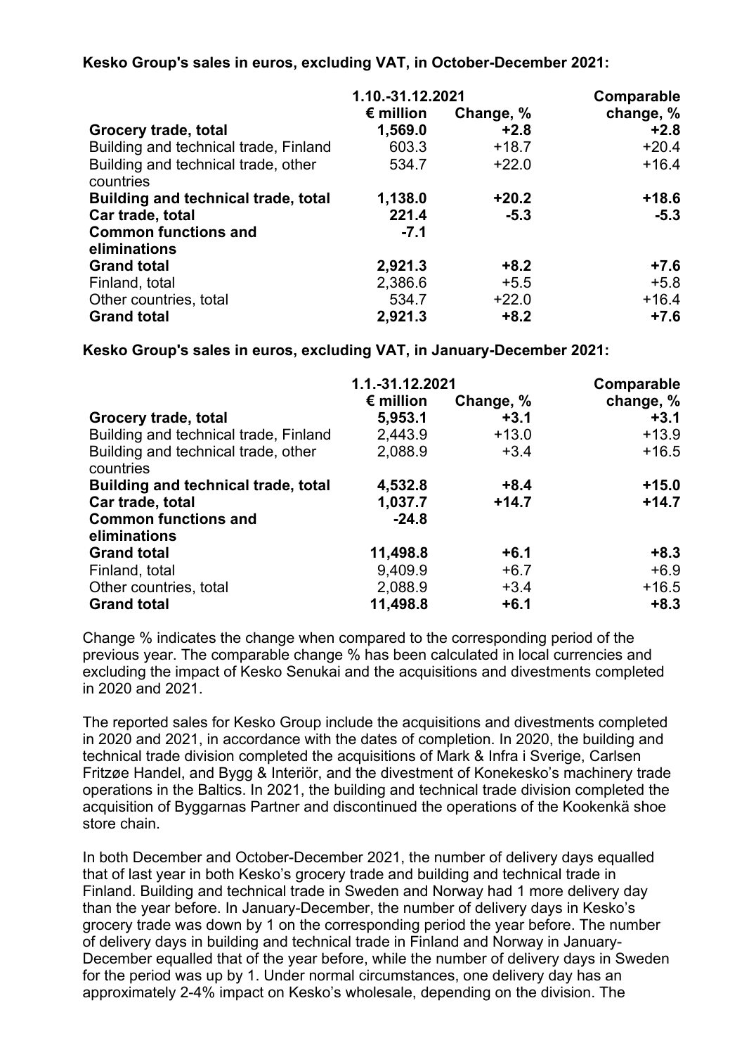**Kesko Group's sales in euros, excluding VAT, in October-December 2021:**

| | 1.10.-31.12.2021 | | Comparable |
|---|---|---|---|
| | € million | Change, % | change, % |
| **Grocery trade, total** | **1,569.0** | **+2.8** | **+2.8** |
| Building and technical trade, Finland | 603.3 | +18.7 | +20.4 |
| Building and technical trade, other countries | 534.7 | +22.0 | +16.4 |
| **Building and technical trade, total** | **1,138.0** | **+20.2** | **+18.6** |
| **Car trade, total** | **221.4** | **-5.3** | **-5.3** |
| **Common functions and eliminations** | **-7.1** | | |
| **Grand total** | **2,921.3** | **+8.2** | **+7.6** |
| Finland, total | 2,386.6 | +5.5 | +5.8 |
| Other countries, total | 534.7 | +22.0 | +16.4 |
| **Grand total** | **2,921.3** | **+8.2** | **+7.6** |

**Kesko Group's sales in euros, excluding VAT, in January-December 2021:**

| | 1.1.-31.12.2021 | | Comparable |
|---|---|---|---|
| | € million | Change, % | change, % |
| **Grocery trade, total** | **5,953.1** | **+3.1** | **+3.1** |
| Building and technical trade, Finland | 2,443.9 | +13.0 | +13.9 |
| Building and technical trade, other countries | 2,088.9 | +3.4 | +16.5 |
| **Building and technical trade, total** | **4,532.8** | **+8.4** | **+15.0** |
| **Car trade, total** | **1,037.7** | **+14.7** | **+14.7** |
| **Common functions and eliminations** | **-24.8** | | |
| **Grand total** | **11,498.8** | **+6.1** | **+8.3** |
| Finland, total | 9,409.9 | +6.7 | +6.9 |
| Other countries, total | 2,088.9 | +3.4 | +16.5 |
| **Grand total** | **11,498.8** | **+6.1** | **+8.3** |

Change % indicates the change when compared to the corresponding period of the previous year. The comparable change % has been calculated in local currencies and excluding the impact of Kesko Senukai and the acquisitions and divestments completed in 2020 and 2021.

The reported sales for Kesko Group include the acquisitions and divestments completed in 2020 and 2021, in accordance with the dates of completion. In 2020, the building and technical trade division completed the acquisitions of Mark & Infra i Sverige, Carlsen Fritzøe Handel, and Bygg & Interiör, and the divestment of Konekesko's machinery trade operations in the Baltics. In 2021, the building and technical trade division completed the acquisition of Byggarnas Partner and discontinued the operations of the Kookenkä shoe store chain.

In both December and October-December 2021, the number of delivery days equalled that of last year in both Kesko's grocery trade and building and technical trade in Finland. Building and technical trade in Sweden and Norway had 1 more delivery day than the year before. In January-December, the number of delivery days in Kesko's grocery trade was down by 1 on the corresponding period the year before. The number of delivery days in building and technical trade in Finland and Norway in January-December equalled that of the year before, while the number of delivery days in Sweden for the period was up by 1. Under normal circumstances, one delivery day has an approximately 2-4% impact on Kesko's wholesale, depending on the division. The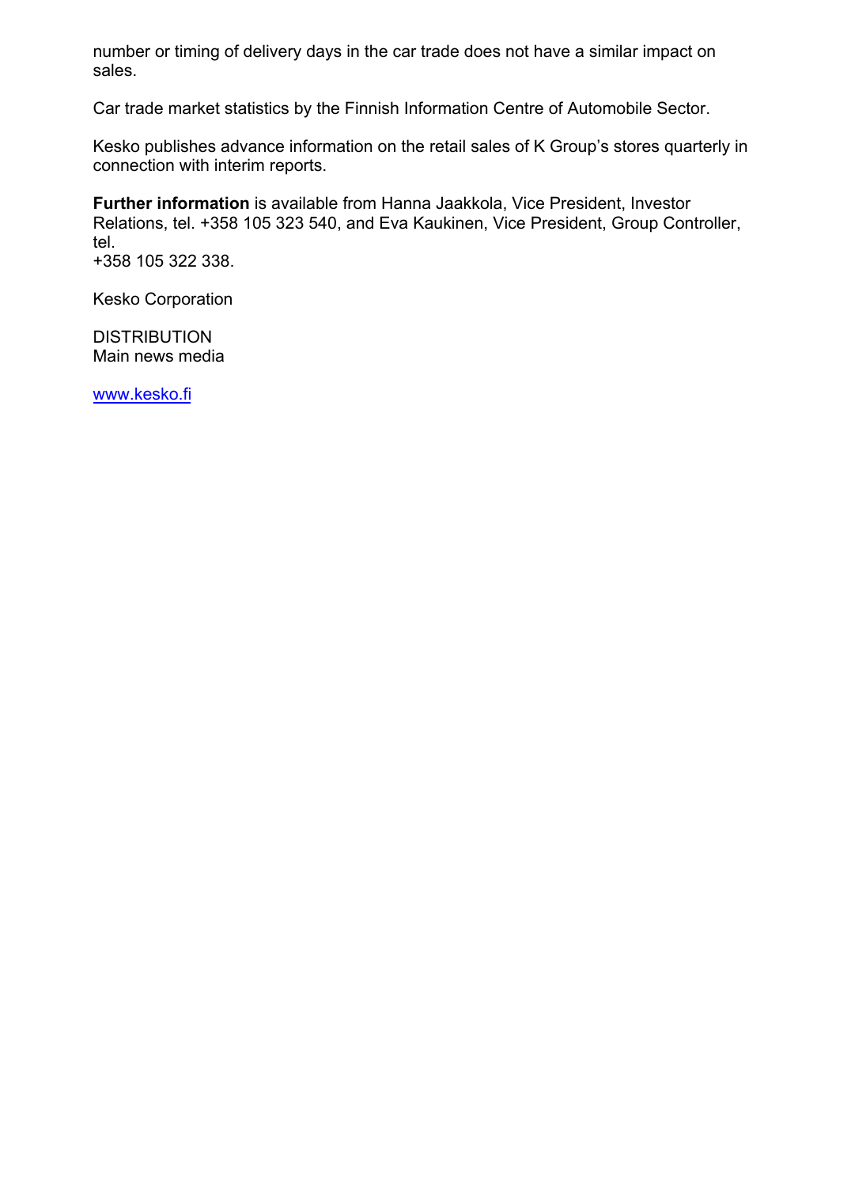number or timing of delivery days in the car trade does not have a similar impact on sales.

Car trade market statistics by the Finnish Information Centre of Automobile Sector.

Kesko publishes advance information on the retail sales of K Group's stores quarterly in connection with interim reports.

**Further information** is available from Hanna Jaakkola, Vice President, Investor Relations, tel. +358 105 323 540, and Eva Kaukinen, Vice President, Group Controller, tel.
+358 105 322 338.

Kesko Corporation

DISTRIBUTION
Main news media

www.kesko.fi